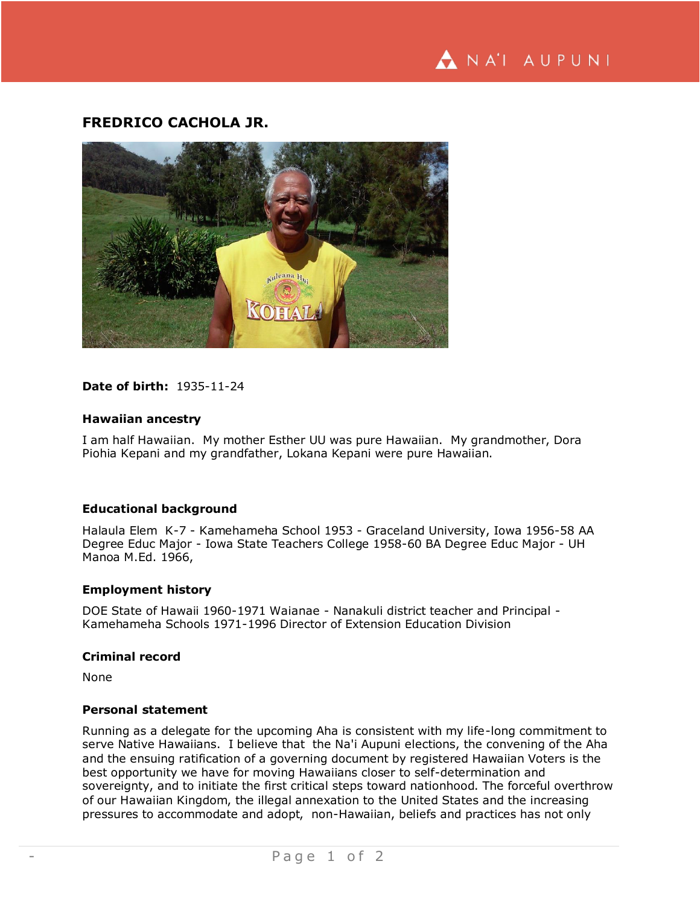# FREDRICO CACHOLA JR.

**Date of birth:** 1935-11-24

### Hawaiian ancestry

I am half Hawaiian. My mother Esther UU was pure Hawaiian. My grandmother, Dora Piohia Kepani and my grandfather, Lokana Kepani were pure Hawaiian.

### Educational background

Halaula Elem K-7 - Kamehameha School 1953 - Graceland University, Iowa 1956-58 AA Degree Educ Major - Iowa State Teachers College 1958-60 BA Degree Educ Major - UH Manoa M.Ed. 1966,

### Employment history

DOE State of Hawaii 1960-1971 Waianae - Nanakuli district teacher and Principal - Kamehameha Schools 1971-1996 Director of Extension Education Division

### Criminal record

None

### Personal statement

Running as a delegate for the upcoming Aha is consistent with my life-long commitment to serve Native Hawaiians. I believe that the Na'i Aupuni elections, the convening of the Aha and the ensuing ratification of a governing document by registered Hawaiian Voters is the best opportunity we have for moving Hawaiians closer to self-determination and sovereignty, and to initiate the first critical steps toward nationhood. The forceful overthrow of our Hawaiian Kingdom, the illegal annexation to the United States and the increasing pressures to accommodate and adopt, non-Hawaiian, beliefs and practices has not only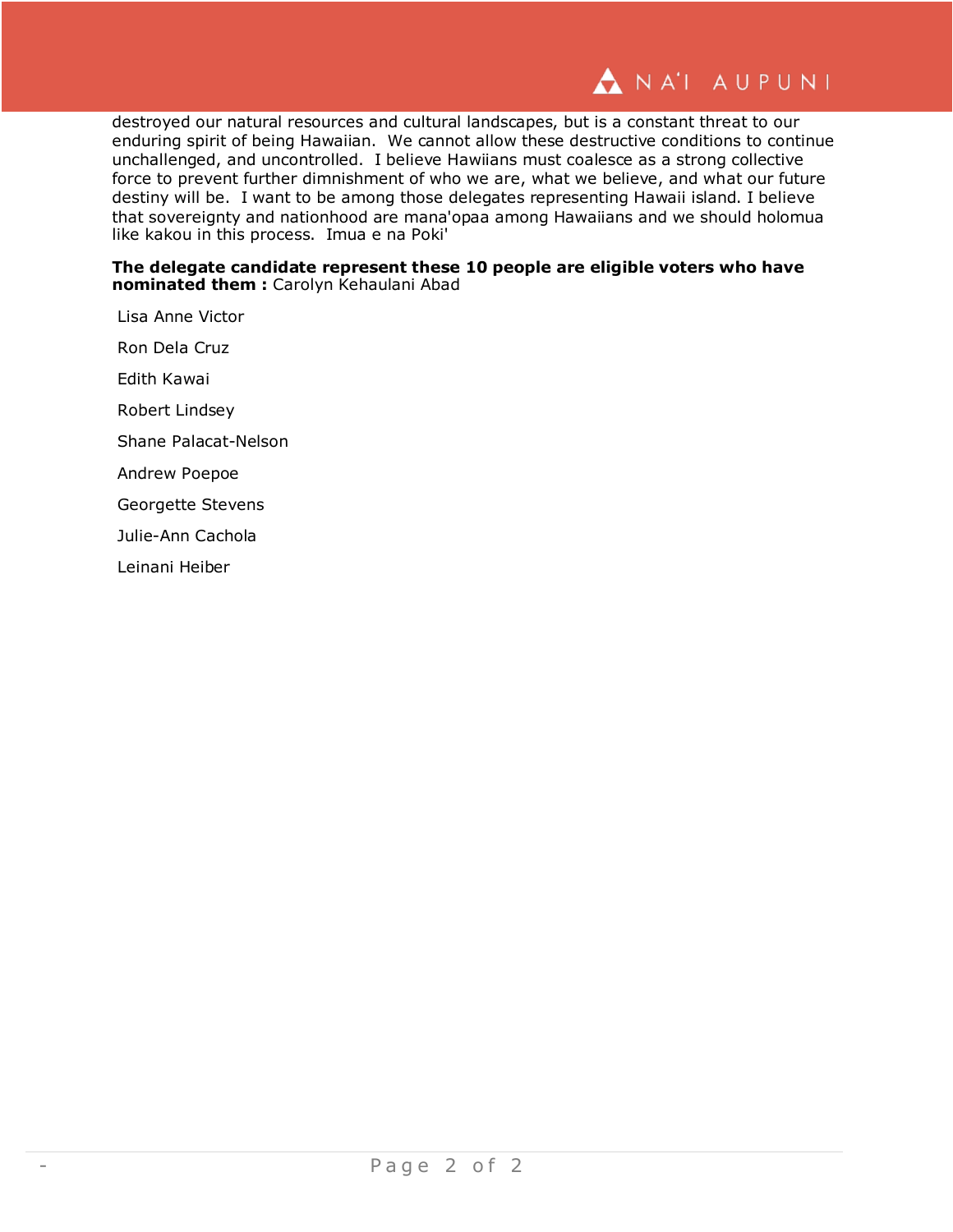destroyed our natural resources and cultural landscapes, but is a constant threat to our enduring spirit of being Hawaiian.  We cannot allow these destructive conditions to continue unchallenged, and uncontrolled.  I believe Hawiians must coalesce as a strong collective force to prevent further dimnishment of who we are, what we believe, and what our future destiny will be.  I want to be among those delegates representing Hawaii island. I believe that sovereignty and nationhood are mana'opaa among Hawaiians and we should holomua like kakou in this process.  Imua e na Poki'

**The delegate candidate represent these 10 people are eligible voters who have nominated them :** Carolyn Kehaulani Abad

Lisa Anne Victor

Ron Dela Cruz

Edith Kawai

Robert Lindsey

Shane Palacat-Nelson

Andrew Poepoe

Georgette Stevens

Julie-Ann Cachola

Leinani Heiber